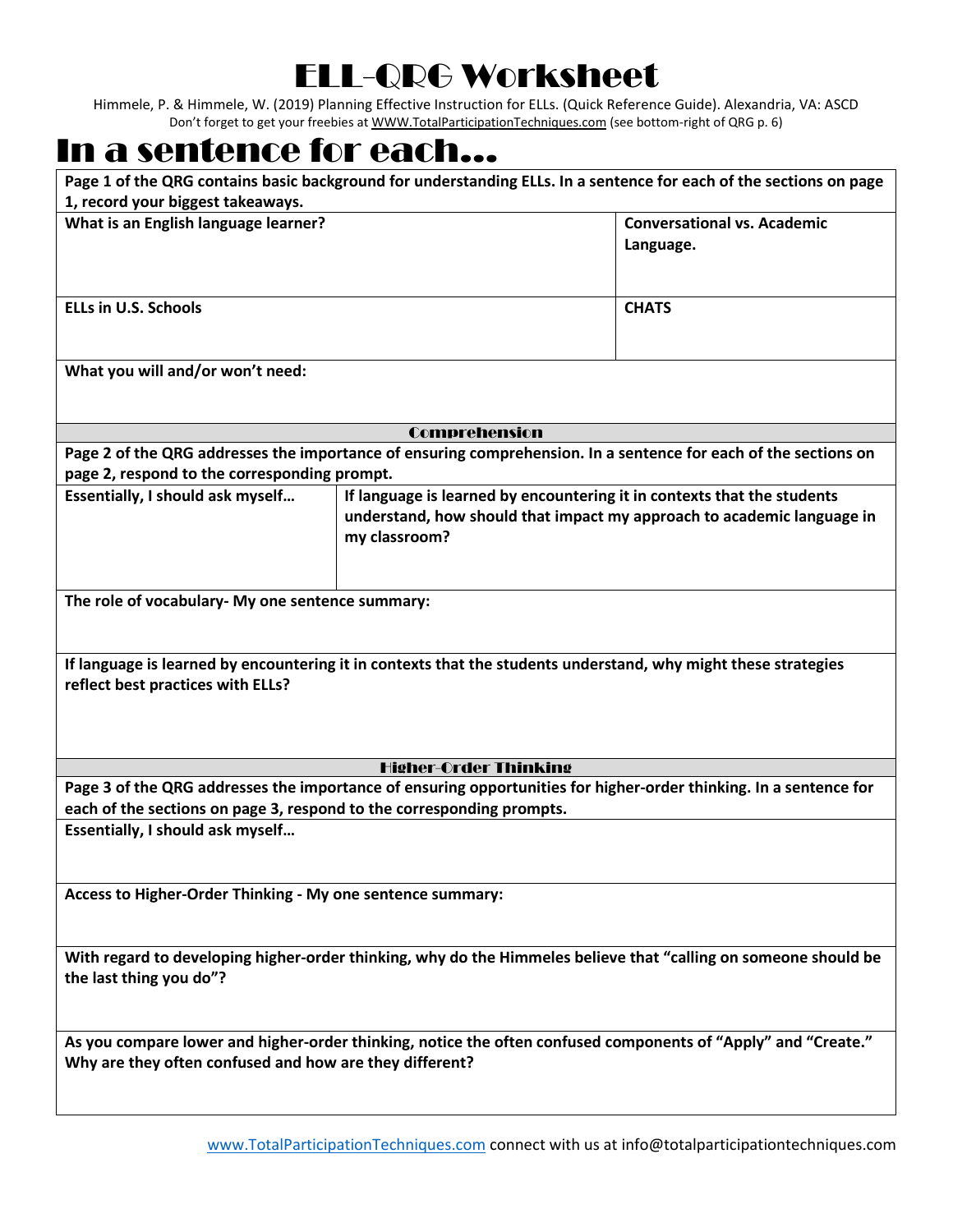# ELL-QRG Worksheet

Himmele, P. & Himmele, W. (2019) Planning Effective Instruction for ELLs. (Quick Reference Guide). Alexandria, VA: ASCD

Don't forget to get your freebies at WWW.TotalParticipationTechniques.com (see bottom-right of QRG p. 6)

## In a sentence for each…

**Page 1 of the QRG contains basic background for understanding ELLs. In a sentence for each of the sections on page 1, record your biggest takeaways.**

| **What is an English language learner?** | **Conversational vs. Academic Language.** |
|---|---|
| **ELLs in U.S. Schools** | **CHATS** |

**What you will and/or won't need:**

### Comprehension

**Page 2 of the QRG addresses the importance of ensuring comprehension. In a sentence for each of the sections on page 2, respond to the corresponding prompt.**

| **Essentially, I should ask myself…** | **If language is learned by encountering it in contexts that the students understand, how should that impact my approach to academic language in my classroom?** |
|---|---|

**The role of vocabulary- My one sentence summary:**

**If language is learned by encountering it in contexts that the students understand, why might these strategies reflect best practices with ELLs?**

### Higher-Order Thinking

**Page 3 of the QRG addresses the importance of ensuring opportunities for higher-order thinking. In a sentence for each of the sections on page 3, respond to the corresponding prompts.**

**Essentially, I should ask myself…**

**Access to Higher-Order Thinking - My one sentence summary:**

**With regard to developing higher-order thinking, why do the Himmeles believe that "calling on someone should be the last thing you do"?**

**As you compare lower and higher-order thinking, notice the often confused components of "Apply" and "Create." Why are they often confused and how are they different?**

www.TotalParticipationTechniques.com connect with us at info@totalparticipationtechniques.com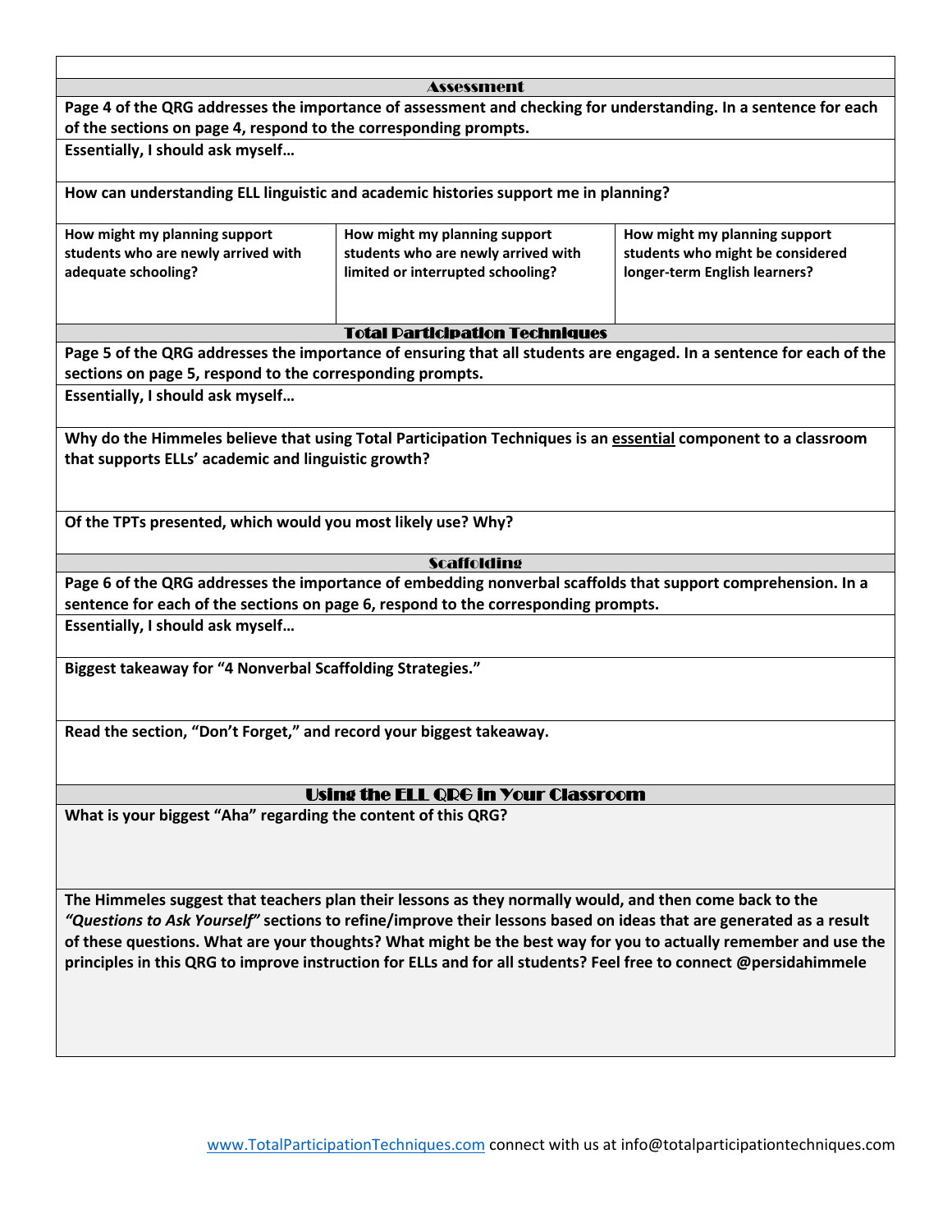## Assessment

**Page 4 of the QRG addresses the importance of assessment and checking for understanding. In a sentence for each of the sections on page 4, respond to the corresponding prompts.**

**Essentially, I should ask myself…**

**How can understanding ELL linguistic and academic histories support me in planning?**

| How might my planning support students who are newly arrived with adequate schooling? | How might my planning support students who are newly arrived with limited or interrupted schooling? | How might my planning support students who might be considered longer-term English learners? |
|---|---|---|
| | | |

## Total Participation Techniques

**Page 5 of the QRG addresses the importance of ensuring that all students are engaged. In a sentence for each of the sections on page 5, respond to the corresponding prompts.**

**Essentially, I should ask myself…**

**Why do the Himmeles believe that using Total Participation Techniques is an essential component to a classroom that supports ELLs' academic and linguistic growth?**

**Of the TPTs presented, which would you most likely use? Why?**

## Scaffolding

**Page 6 of the QRG addresses the importance of embedding nonverbal scaffolds that support comprehension. In a sentence for each of the sections on page 6, respond to the corresponding prompts.**

**Essentially, I should ask myself…**

**Biggest takeaway for "4 Nonverbal Scaffolding Strategies."**

**Read the section, "Don't Forget," and record your biggest takeaway.**

## Using the ELL QRG in Your Classroom

**What is your biggest "Aha" regarding the content of this QRG?**

**The Himmeles suggest that teachers plan their lessons as they normally would, and then come back to the *"Questions to Ask Yourself"* sections to refine/improve their lessons based on ideas that are generated as a result of these questions. What are your thoughts? What might be the best way for you to actually remember and use the principles in this QRG to improve instruction for ELLs and for all students? Feel free to connect @persidahimmele**

www.TotalParticipationTechniques.com connect with us at info@totalparticipationtechniques.com